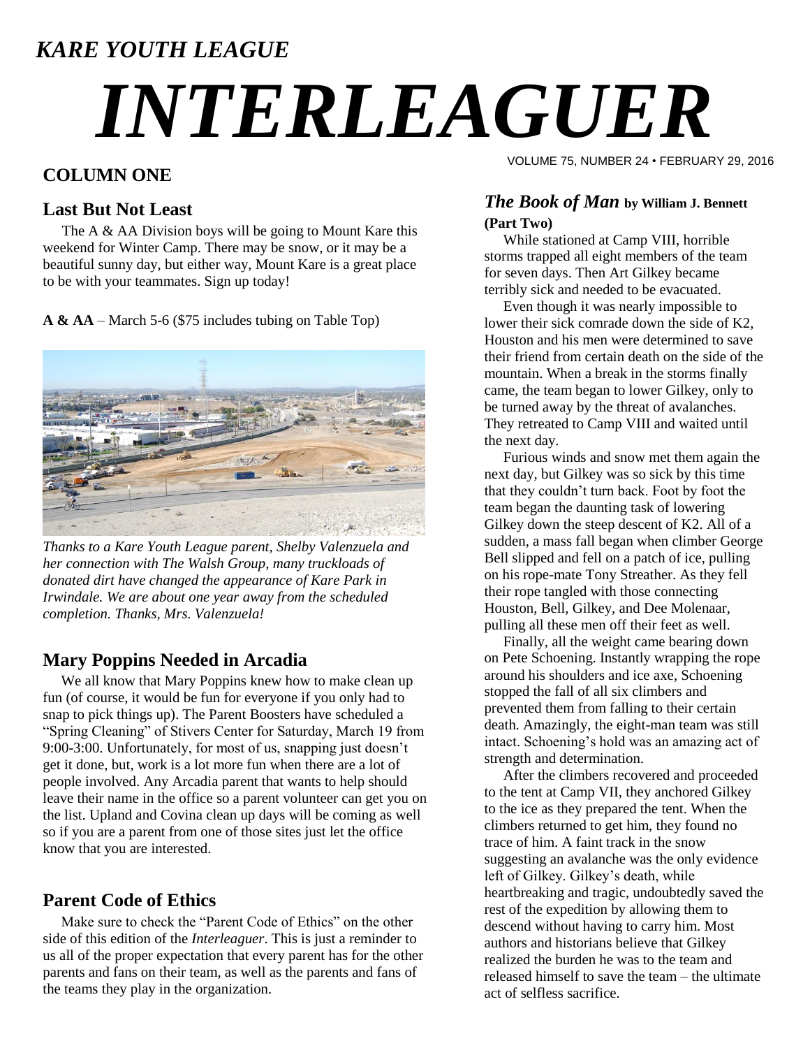*KARE YOUTH LEAGUE*

# *INTERLEAGUER*

VOLUME 75, NUMBER 24 • FEBRUARY 29, 2016

## COLUMN ONE

### Last But Not Least

The A & AA Division boys will be going to Mount Kare this weekend for Winter Camp. There may be snow, or it may be a beautiful sunny day, but either way, Mount Kare is a great place to be with your teammates. Sign up today!

**A & AA** – March 5-6 ($75 includes tubing on Table Top)

*Thanks to a Kare Youth League parent, Shelby Valenzuela and her connection with The Walsh Group, many truckloads of donated dirt have changed the appearance of Kare Park in Irwindale. We are about one year away from the scheduled completion. Thanks, Mrs. Valenzuela!*

### Mary Poppins Needed in Arcadia

We all know that Mary Poppins knew how to make clean up fun (of course, it would be fun for everyone if you only had to snap to pick things up). The Parent Boosters have scheduled a "Spring Cleaning" of Stivers Center for Saturday, March 19 from 9:00-3:00. Unfortunately, for most of us, snapping just doesn't get it done, but, work is a lot more fun when there are a lot of people involved. Any Arcadia parent that wants to help should leave their name in the office so a parent volunteer can get you on the list. Upland and Covina clean up days will be coming as well so if you are a parent from one of those sites just let the office know that you are interested.

### Parent Code of Ethics

Make sure to check the "Parent Code of Ethics" on the other side of this edition of the *Interleaguer*. This is just a reminder to us all of the proper expectation that every parent has for the other parents and fans on their team, as well as the parents and fans of the teams they play in the organization.

### *The Book of Man* by William J. Bennett (Part Two)

While stationed at Camp VIII, horrible storms trapped all eight members of the team for seven days. Then Art Gilkey became terribly sick and needed to be evacuated.

Even though it was nearly impossible to lower their sick comrade down the side of K2, Houston and his men were determined to save their friend from certain death on the side of the mountain. When a break in the storms finally came, the team began to lower Gilkey, only to be turned away by the threat of avalanches. They retreated to Camp VIII and waited until the next day.

Furious winds and snow met them again the next day, but Gilkey was so sick by this time that they couldn't turn back. Foot by foot the team began the daunting task of lowering Gilkey down the steep descent of K2. All of a sudden, a mass fall began when climber George Bell slipped and fell on a patch of ice, pulling on his rope-mate Tony Streather. As they fell their rope tangled with those connecting Houston, Bell, Gilkey, and Dee Molenaar, pulling all these men off their feet as well.

Finally, all the weight came bearing down on Pete Schoening. Instantly wrapping the rope around his shoulders and ice axe, Schoening stopped the fall of all six climbers and prevented them from falling to their certain death. Amazingly, the eight-man team was still intact. Schoening's hold was an amazing act of strength and determination.

After the climbers recovered and proceeded to the tent at Camp VII, they anchored Gilkey to the ice as they prepared the tent. When the climbers returned to get him, they found no trace of him. A faint track in the snow suggesting an avalanche was the only evidence left of Gilkey. Gilkey's death, while heartbreaking and tragic, undoubtedly saved the rest of the expedition by allowing them to descend without having to carry him. Most authors and historians believe that Gilkey realized the burden he was to the team and released himself to save the team – the ultimate act of selfless sacrifice.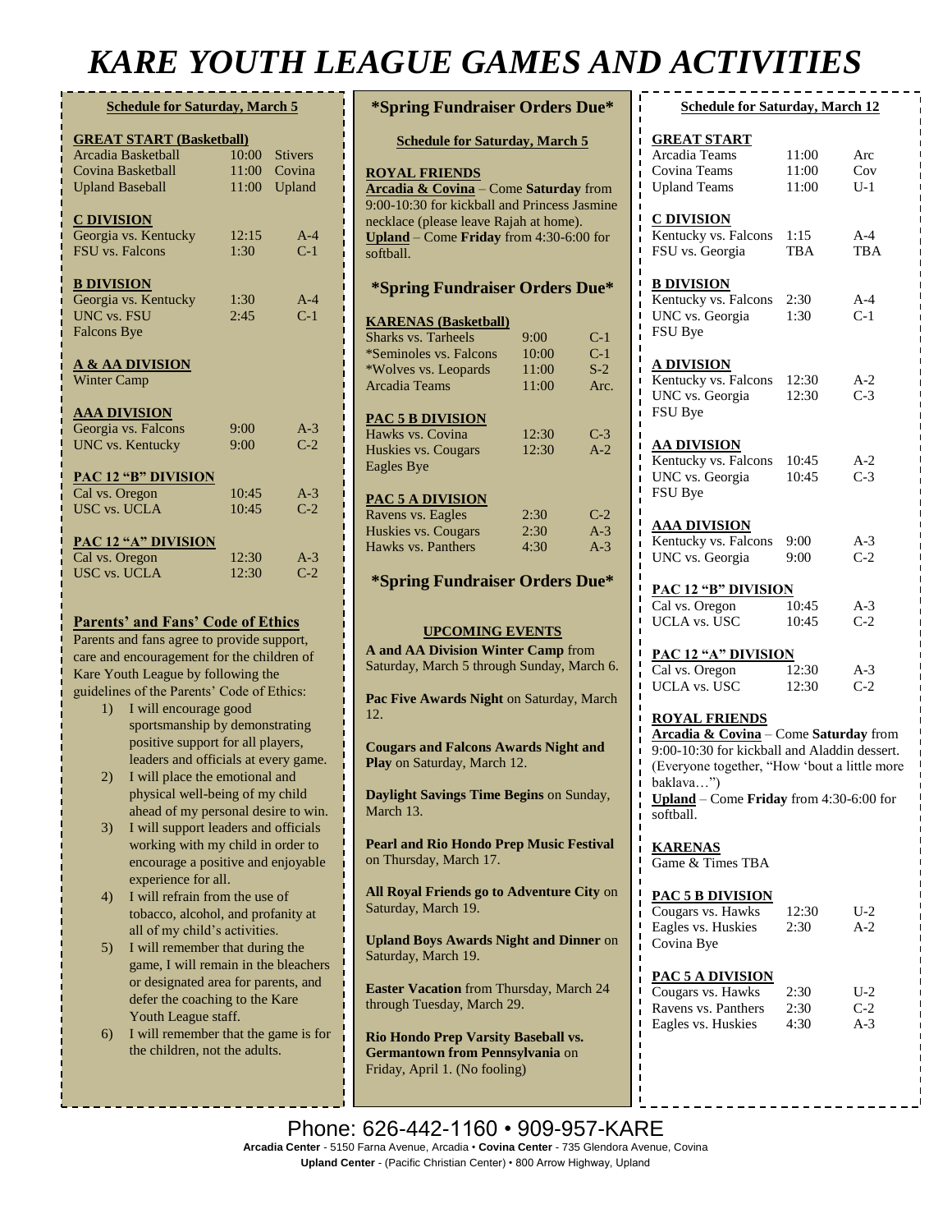# KARE YOUTH LEAGUE GAMES AND ACTIVITIES

**Schedule for Saturday, March 5**

**GREAT START (Basketball)**

| | | |
|---|---|---|
| Arcadia Basketball | 10:00 | Stivers |
| Covina Basketball | 11:00 | Covina |
| Upland Baseball | 11:00 | Upland |

**C DIVISION**

| | | |
|---|---|---|
| Georgia vs. Kentucky | 12:15 | A-4 |
| FSU vs. Falcons | 1:30 | C-1 |

**B DIVISION**

| | | |
|---|---|---|
| Georgia vs. Kentucky | 1:30 | A-4 |
| UNC vs. FSU | 2:45 | C-1 |
| Falcons Bye | | |

**A & AA DIVISION**

Winter Camp

**AAA DIVISION**

| | | |
|---|---|---|
| Georgia vs. Falcons | 9:00 | A-3 |
| UNC vs. Kentucky | 9:00 | C-2 |

**PAC 12 "B" DIVISION**

| | | |
|---|---|---|
| Cal vs. Oregon | 10:45 | A-3 |
| USC vs. UCLA | 10:45 | C-2 |

**PAC 12 "A" DIVISION**

| | | |
|---|---|---|
| Cal vs. Oregon | 12:30 | A-3 |
| USC vs. UCLA | 12:30 | C-2 |

**Parents' and Fans' Code of Ethics**

Parents and fans agree to provide support, care and encouragement for the children of Kare Youth League by following the guidelines of the Parents' Code of Ethics:

1) I will encourage good sportsmanship by demonstrating positive support for all players, leaders and officials at every game.
2) I will place the emotional and physical well-being of my child ahead of my personal desire to win.
3) I will support leaders and officials working with my child in order to encourage a positive and enjoyable experience for all.
4) I will refrain from the use of tobacco, alcohol, and profanity at all of my child's activities.
5) I will remember that during the game, I will remain in the bleachers or designated area for parents, and defer the coaching to the Kare Youth League staff.
6) I will remember that the game is for the children, not the adults.

**\*Spring Fundraiser Orders Due\***

**Schedule for Saturday, March 5**

**ROYAL FRIENDS**

**Arcadia & Covina** – Come **Saturday** from 9:00-10:30 for kickball and Princess Jasmine necklace (please leave Rajah at home).
**Upland** – Come **Friday** from 4:30-6:00 for softball.

**\*Spring Fundraiser Orders Due\***

**KARENAS (Basketball)**

| | | |
|---|---|---|
| Sharks vs. Tarheels | 9:00 | C-1 |
| \*Seminoles vs. Falcons | 10:00 | C-1 |
| \*Wolves vs. Leopards | 11:00 | S-2 |
| Arcadia Teams | 11:00 | Arc. |

**PAC 5 B DIVISION**

| | | |
|---|---|---|
| Hawks vs. Covina | 12:30 | C-3 |
| Huskies vs. Cougars | 12:30 | A-2 |
| Eagles Bye | | |

**PAC 5 A DIVISION**

| | | |
|---|---|---|
| Ravens vs. Eagles | 2:30 | C-2 |
| Huskies vs. Cougars | 2:30 | A-3 |
| Hawks vs. Panthers | 4:30 | A-3 |

**\*Spring Fundraiser Orders Due\***

**UPCOMING EVENTS**

**A and AA Division Winter Camp** from Saturday, March 5 through Sunday, March 6.

**Pac Five Awards Night** on Saturday, March 12.

**Cougars and Falcons Awards Night and Play** on Saturday, March 12.

**Daylight Savings Time Begins** on Sunday, March 13.

**Pearl and Rio Hondo Prep Music Festival** on Thursday, March 17.

**All Royal Friends go to Adventure City** on Saturday, March 19.

**Upland Boys Awards Night and Dinner** on Saturday, March 19.

**Easter Vacation** from Thursday, March 24 through Tuesday, March 29.

**Rio Hondo Prep Varsity Baseball vs. Germantown from Pennsylvania** on Friday, April 1. (No fooling)

**Schedule for Saturday, March 12**

**GREAT START**

| | | |
|---|---|---|
| Arcadia Teams | 11:00 | Arc |
| Covina Teams | 11:00 | Cov |
| Upland Teams | 11:00 | U-1 |

**C DIVISION**

| | | |
|---|---|---|
| Kentucky vs. Falcons | 1:15 | A-4 |
| FSU vs. Georgia | TBA | TBA |

**B DIVISION**

| | | |
|---|---|---|
| Kentucky vs. Falcons | 2:30 | A-4 |
| UNC vs. Georgia | 1:30 | C-1 |
| FSU Bye | | |

**A DIVISION**

| | | |
|---|---|---|
| Kentucky vs. Falcons | 12:30 | A-2 |
| UNC vs. Georgia | 12:30 | C-3 |
| FSU Bye | | |

**AA DIVISION**

| | | |
|---|---|---|
| Kentucky vs. Falcons | 10:45 | A-2 |
| UNC vs. Georgia | 10:45 | C-3 |
| FSU Bye | | |

**AAA DIVISION**

| | | |
|---|---|---|
| Kentucky vs. Falcons | 9:00 | A-3 |
| UNC vs. Georgia | 9:00 | C-2 |

**PAC 12 "B" DIVISION**

| | | |
|---|---|---|
| Cal vs. Oregon | 10:45 | A-3 |
| UCLA vs. USC | 10:45 | C-2 |

**PAC 12 "A" DIVISION**

| | | |
|---|---|---|
| Cal vs. Oregon | 12:30 | A-3 |
| UCLA vs. USC | 12:30 | C-2 |

**ROYAL FRIENDS**

**Arcadia & Covina** – Come **Saturday** from 9:00-10:30 for kickball and Aladdin dessert. (Everyone together, "How 'bout a little more baklava…")
**Upland** – Come **Friday** from 4:30-6:00 for softball.

**KARENAS**

Game & Times TBA

**PAC 5 B DIVISION**

| | | |
|---|---|---|
| Cougars vs. Hawks | 12:30 | U-2 |
| Eagles vs. Huskies | 2:30 | A-2 |
| Covina Bye | | |

**PAC 5 A DIVISION**

| | | |
|---|---|---|
| Cougars vs. Hawks | 2:30 | U-2 |
| Ravens vs. Panthers | 2:30 | C-2 |
| Eagles vs. Huskies | 4:30 | A-3 |

Phone: 626-442-1160 • 909-957-KARE

**Arcadia Center** - 5150 Farna Avenue, Arcadia • **Covina Center** - 735 Glendora Avenue, Covina
**Upland Center** - (Pacific Christian Center) • 800 Arrow Highway, Upland